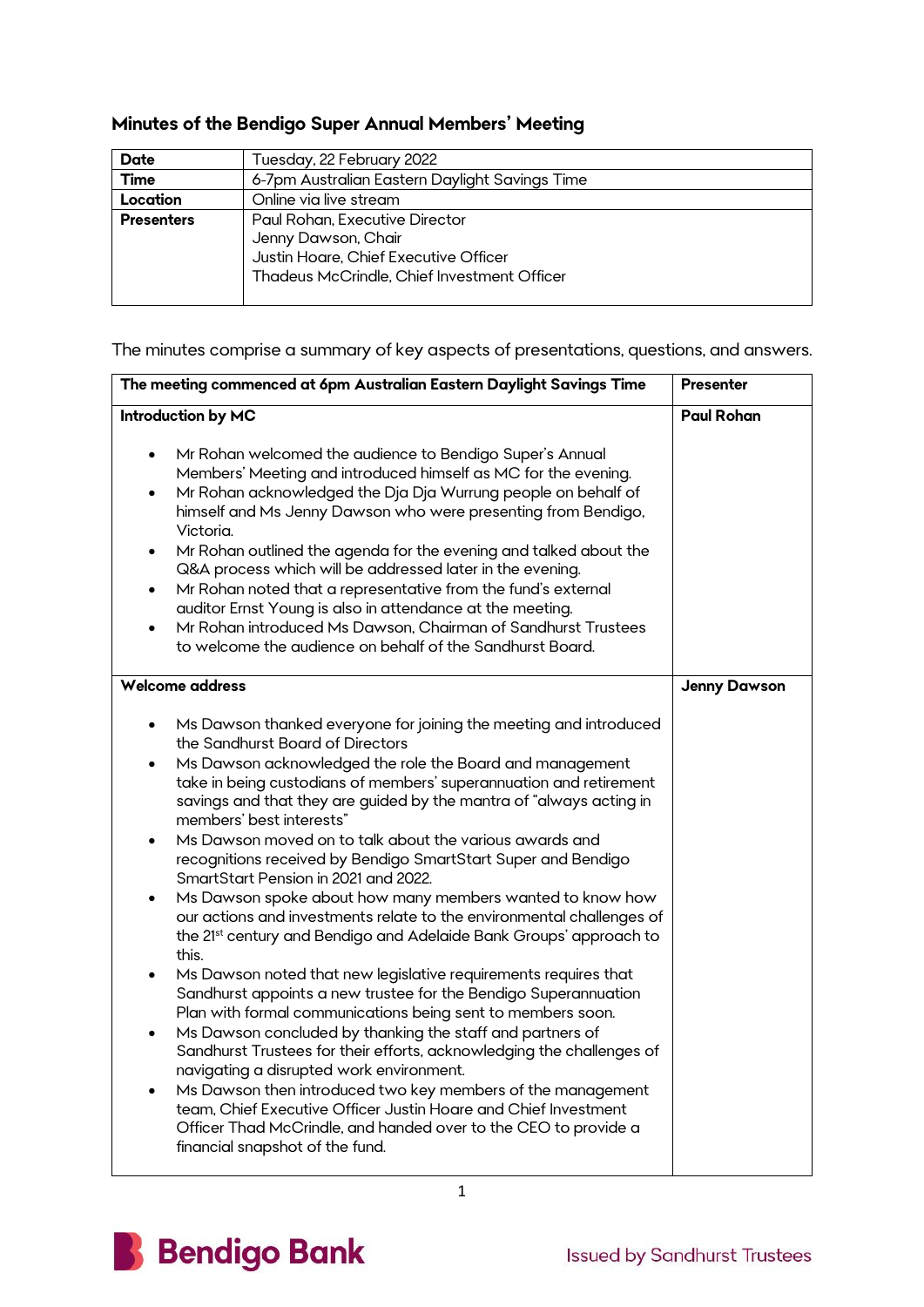## Minutes of the Bendigo Super Annual Members' Meeting

| | |
|---|---|
| **Date** | Tuesday, 22 February 2022 |
| **Time** | 6-7pm Australian Eastern Daylight Savings Time |
| **Location** | Online via live stream |
| **Presenters** | Paul Rohan, Executive Director<br>Jenny Dawson, Chair<br>Justin Hoare, Chief Executive Officer<br>Thadeus McCrindle, Chief Investment Officer |

The minutes comprise a summary of key aspects of presentations, questions, and answers.

| The meeting commenced at 6pm Australian Eastern Daylight Savings Time | Presenter |
|---|---|
| **Introduction by MC**<br><br>• Mr Rohan welcomed the audience to Bendigo Super's Annual Members' Meeting and introduced himself as MC for the evening.<br>• Mr Rohan acknowledged the Dja Dja Wurrung people on behalf of himself and Ms Jenny Dawson who were presenting from Bendigo, Victoria.<br>• Mr Rohan outlined the agenda for the evening and talked about the Q&A process which will be addressed later in the evening.<br>• Mr Rohan noted that a representative from the fund's external auditor Ernst Young is also in attendance at the meeting.<br>• Mr Rohan introduced Ms Dawson, Chairman of Sandhurst Trustees to welcome the audience on behalf of the Sandhurst Board. | **Paul Rohan** |
| **Welcome address**<br><br>• Ms Dawson thanked everyone for joining the meeting and introduced the Sandhurst Board of Directors<br>• Ms Dawson acknowledged the role the Board and management take in being custodians of members' superannuation and retirement savings and that they are guided by the mantra of "always acting in members' best interests"<br>• Ms Dawson moved on to talk about the various awards and recognitions received by Bendigo SmartStart Super and Bendigo SmartStart Pension in 2021 and 2022.<br>• Ms Dawson spoke about how many members wanted to know how our actions and investments relate to the environmental challenges of the 21st century and Bendigo and Adelaide Bank Groups' approach to this.<br>• Ms Dawson noted that new legislative requirements requires that Sandhurst appoints a new trustee for the Bendigo Superannuation Plan with formal communications being sent to members soon.<br>• Ms Dawson concluded by thanking the staff and partners of Sandhurst Trustees for their efforts, acknowledging the challenges of navigating a disrupted work environment.<br>• Ms Dawson then introduced two key members of the management team, Chief Executive Officer Justin Hoare and Chief Investment Officer Thad McCrindle, and handed over to the CEO to provide a financial snapshot of the fund. | **Jenny Dawson** |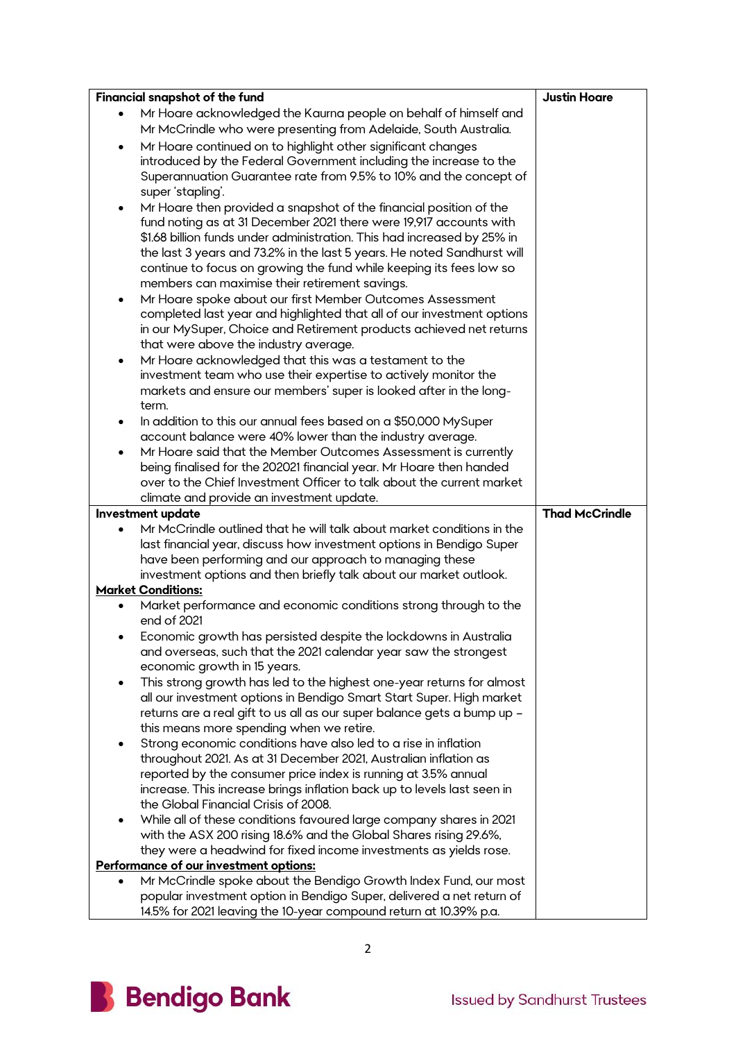| Financial snapshot of the fund | Justin Hoare |
|---|---|
| • Mr Hoare acknowledged the Kaurna people on behalf of himself and Mr McCrindle who were presenting from Adelaide, South Australia.<br>• Mr Hoare continued on to highlight other significant changes introduced by the Federal Government including the increase to the Superannuation Guarantee rate from 9.5% to 10% and the concept of super 'stapling'.<br>• Mr Hoare then provided a snapshot of the financial position of the fund noting as at 31 December 2021 there were 19,917 accounts with $1.68 billion funds under administration. This had increased by 25% in the last 3 years and 73.2% in the last 5 years. He noted Sandhurst will continue to focus on growing the fund while keeping its fees low so members can maximise their retirement savings.<br>• Mr Hoare spoke about our first Member Outcomes Assessment completed last year and highlighted that all of our investment options in our MySuper, Choice and Retirement products achieved net returns that were above the industry average.<br>• Mr Hoare acknowledged that this was a testament to the investment team who use their expertise to actively monitor the markets and ensure our members' super is looked after in the long-term.<br>• In addition to this our annual fees based on a $50,000 MySuper account balance were 40% lower than the industry average.<br>• Mr Hoare said that the Member Outcomes Assessment is currently being finalised for the 202021 financial year. Mr Hoare then handed over to the Chief Investment Officer to talk about the current market climate and provide an investment update. | |
| **Investment update** | **Thad McCrindle** |
| • Mr McCrindle outlined that he will talk about market conditions in the last financial year, discuss how investment options in Bendigo Super have been performing and our approach to managing these investment options and then briefly talk about our market outlook.<br>**<u>Market Conditions:</u>**<br>• Market performance and economic conditions strong through to the end of 2021<br>• Economic growth has persisted despite the lockdowns in Australia and overseas, such that the 2021 calendar year saw the strongest economic growth in 15 years.<br>• This strong growth has led to the highest one-year returns for almost all our investment options in Bendigo Smart Start Super. High market returns are a real gift to us all as our super balance gets a bump up – this means more spending when we retire.<br>• Strong economic conditions have also led to a rise in inflation throughout 2021. As at 31 December 2021, Australian inflation as reported by the consumer price index is running at 3.5% annual increase. This increase brings inflation back up to levels last seen in the Global Financial Crisis of 2008.<br>• While all of these conditions favoured large company shares in 2021 with the ASX 200 rising 18.6% and the Global Shares rising 29.6%, they were a headwind for fixed income investments as yields rose.<br>**<u>Performance of our investment options:</u>**<br>• Mr McCrindle spoke about the Bendigo Growth Index Fund, our most popular investment option in Bendigo Super, delivered a net return of 14.5% for 2021 leaving the 10-year compound return at 10.39% p.a. | |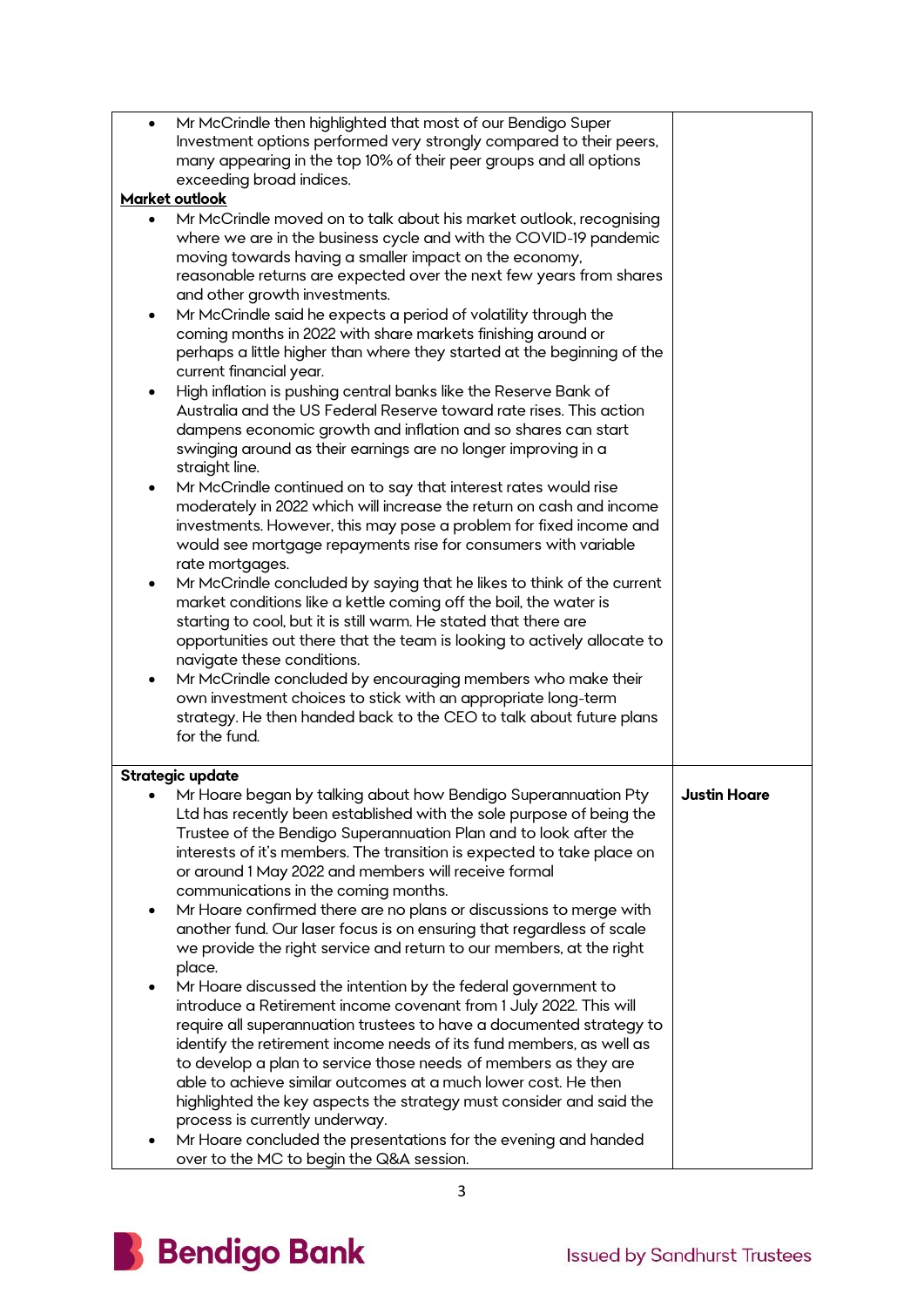| | |
|---|---|
| • Mr McCrindle then highlighted that most of our Bendigo Super Investment options performed very strongly compared to their peers, many appearing in the top 10% of their peer groups and all options exceeding broad indices.<br>**<u>Market outlook</u>**<br>• Mr McCrindle moved on to talk about his market outlook, recognising where we are in the business cycle and with the COVID-19 pandemic moving towards having a smaller impact on the economy, reasonable returns are expected over the next few years from shares and other growth investments.<br>• Mr McCrindle said he expects a period of volatility through the coming months in 2022 with share markets finishing around or perhaps a little higher than where they started at the beginning of the current financial year.<br>• High inflation is pushing central banks like the Reserve Bank of Australia and the US Federal Reserve toward rate rises. This action dampens economic growth and inflation and so shares can start swinging around as their earnings are no longer improving in a straight line.<br>• Mr McCrindle continued on to say that interest rates would rise moderately in 2022 which will increase the return on cash and income investments. However, this may pose a problem for fixed income and would see mortgage repayments rise for consumers with variable rate mortgages.<br>• Mr McCrindle concluded by saying that he likes to think of the current market conditions like a kettle coming off the boil, the water is starting to cool, but it is still warm. He stated that there are opportunities out there that the team is looking to actively allocate to navigate these conditions.<br>• Mr McCrindle concluded by encouraging members who make their own investment choices to stick with an appropriate long-term strategy. He then handed back to the CEO to talk about future plans for the fund. | |
| **Strategic update**<br>• Mr Hoare began by talking about how Bendigo Superannuation Pty Ltd has recently been established with the sole purpose of being the Trustee of the Bendigo Superannuation Plan and to look after the interests of it's members. The transition is expected to take place on or around 1 May 2022 and members will receive formal communications in the coming months.<br>• Mr Hoare confirmed there are no plans or discussions to merge with another fund. Our laser focus is on ensuring that regardless of scale we provide the right service and return to our members, at the right place.<br>• Mr Hoare discussed the intention by the federal government to introduce a Retirement income covenant from 1 July 2022. This will require all superannuation trustees to have a documented strategy to identify the retirement income needs of its fund members, as well as to develop a plan to service those needs of members as they are able to achieve similar outcomes at a much lower cost. He then highlighted the key aspects the strategy must consider and said the process is currently underway.<br>• Mr Hoare concluded the presentations for the evening and handed over to the MC to begin the Q&A session. | **Justin Hoare** |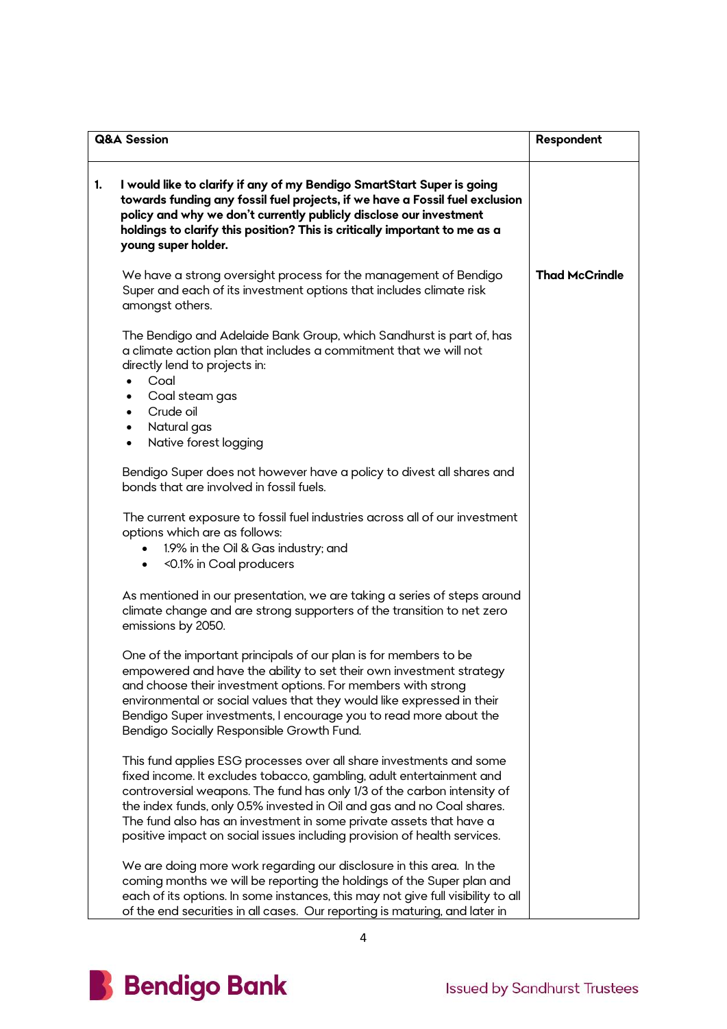| Q&A Session | Respondent |
| --- | --- |
| **1. I would like to clarify if any of my Bendigo SmartStart Super is going towards funding any fossil fuel projects, if we have a Fossil fuel exclusion policy and why we don't currently publicly disclose our investment holdings to clarify this position? This is critically important to me as a young super holder.** | |
| We have a strong oversight process for the management of Bendigo Super and each of its investment options that includes climate risk amongst others.<br><br>The Bendigo and Adelaide Bank Group, which Sandhurst is part of, has a climate action plan that includes a commitment that we will not directly lend to projects in:<br>• Coal<br>• Coal steam gas<br>• Crude oil<br>• Natural gas<br>• Native forest logging<br><br>Bendigo Super does not however have a policy to divest all shares and bonds that are involved in fossil fuels.<br><br>The current exposure to fossil fuel industries across all of our investment options which are as follows:<br>• 1.9% in the Oil & Gas industry; and<br>• <0.1% in Coal producers<br><br>As mentioned in our presentation, we are taking a series of steps around climate change and are strong supporters of the transition to net zero emissions by 2050.<br><br>One of the important principals of our plan is for members to be empowered and have the ability to set their own investment strategy and choose their investment options. For members with strong environmental or social values that they would like expressed in their Bendigo Super investments, I encourage you to read more about the Bendigo Socially Responsible Growth Fund.<br><br>This fund applies ESG processes over all share investments and some fixed income. It excludes tobacco, gambling, adult entertainment and controversial weapons. The fund has only 1/3 of the carbon intensity of the index funds, only 0.5% invested in Oil and gas and no Coal shares. The fund also has an investment in some private assets that have a positive impact on social issues including provision of health services.<br><br>We are doing more work regarding our disclosure in this area. In the coming months we will be reporting the holdings of the Super plan and each of its options. In some instances, this may not give full visibility to all of the end securities in all cases. Our reporting is maturing, and later in | **Thad McCrindle** |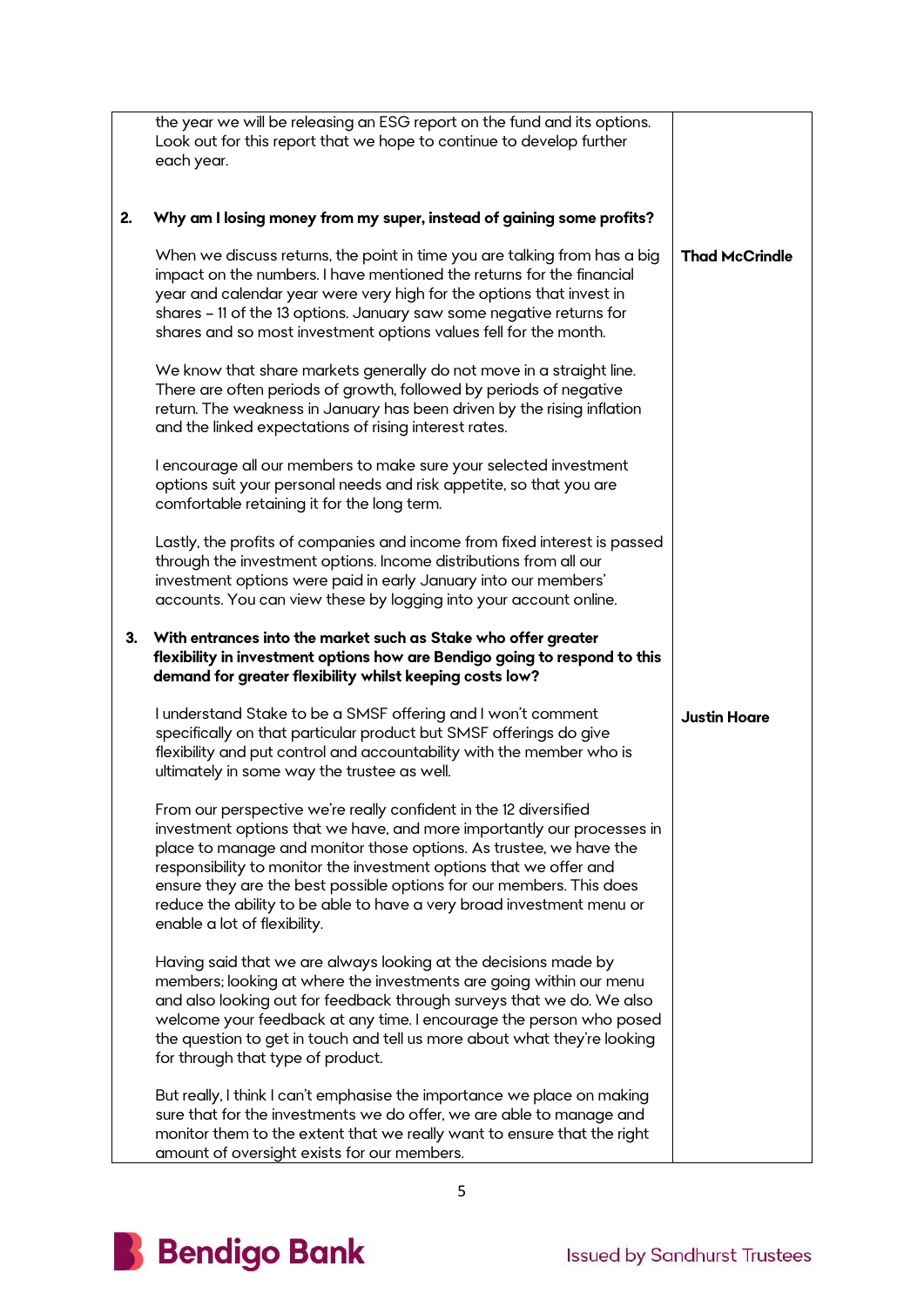| | | |
|---|---|---|
| | the year we will be releasing an ESG report on the fund and its options. Look out for this report that we hope to continue to develop further each year. | |
| **2.** | **Why am I losing money from my super, instead of gaining some profits?** | |
| | When we discuss returns, the point in time you are talking from has a big impact on the numbers. I have mentioned the returns for the financial year and calendar year were very high for the options that invest in shares – 11 of the 13 options. January saw some negative returns for shares and so most investment options values fell for the month.<br><br>We know that share markets generally do not move in a straight line. There are often periods of growth, followed by periods of negative return. The weakness in January has been driven by the rising inflation and the linked expectations of rising interest rates.<br><br>I encourage all our members to make sure your selected investment options suit your personal needs and risk appetite, so that you are comfortable retaining it for the long term.<br><br>Lastly, the profits of companies and income from fixed interest is passed through the investment options. Income distributions from all our investment options were paid in early January into our members' accounts. You can view these by logging into your account online. | **Thad McCrindle** |
| **3.** | **With entrances into the market such as Stake who offer greater flexibility in investment options how are Bendigo going to respond to this demand for greater flexibility whilst keeping costs low?** | |
| | I understand Stake to be a SMSF offering and I won't comment specifically on that particular product but SMSF offerings do give flexibility and put control and accountability with the member who is ultimately in some way the trustee as well.<br><br>From our perspective we're really confident in the 12 diversified investment options that we have, and more importantly our processes in place to manage and monitor those options. As trustee, we have the responsibility to monitor the investment options that we offer and ensure they are the best possible options for our members. This does reduce the ability to be able to have a very broad investment menu or enable a lot of flexibility.<br><br>Having said that we are always looking at the decisions made by members; looking at where the investments are going within our menu and also looking out for feedback through surveys that we do. We also welcome your feedback at any time. I encourage the person who posed the question to get in touch and tell us more about what they're looking for through that type of product.<br><br>But really, I think I can't emphasise the importance we place on making sure that for the investments we do offer, we are able to manage and monitor them to the extent that we really want to ensure that the right amount of oversight exists for our members. | **Justin Hoare** |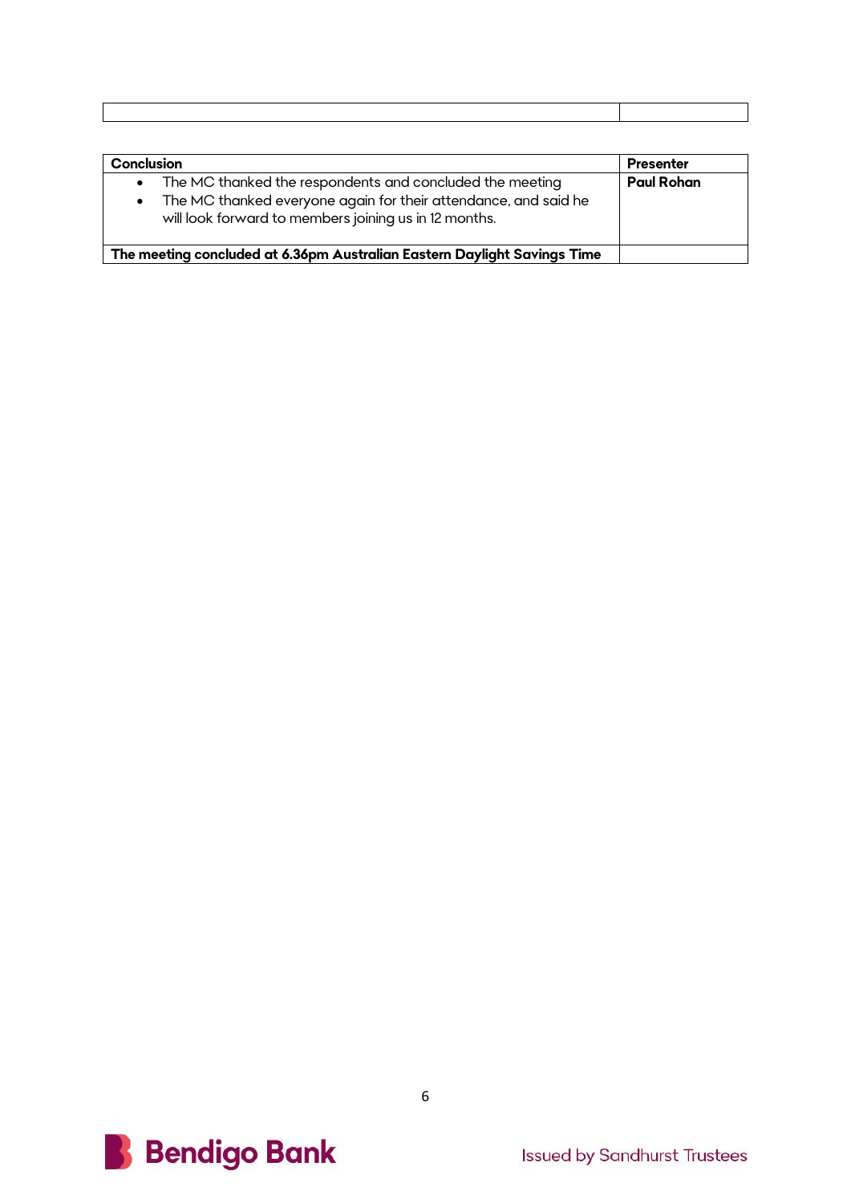| | |
|---|---|
| | |

| Conclusion | Presenter |
|---|---|
| • The MC thanked the respondents and concluded the meeting<br>• The MC thanked everyone again for their attendance, and said he will look forward to members joining us in 12 months. | **Paul Rohan** |
| **The meeting concluded at 6.36pm Australian Eastern Daylight Savings Time** | |

Bendigo Bank

Issued by Sandhurst Trustees